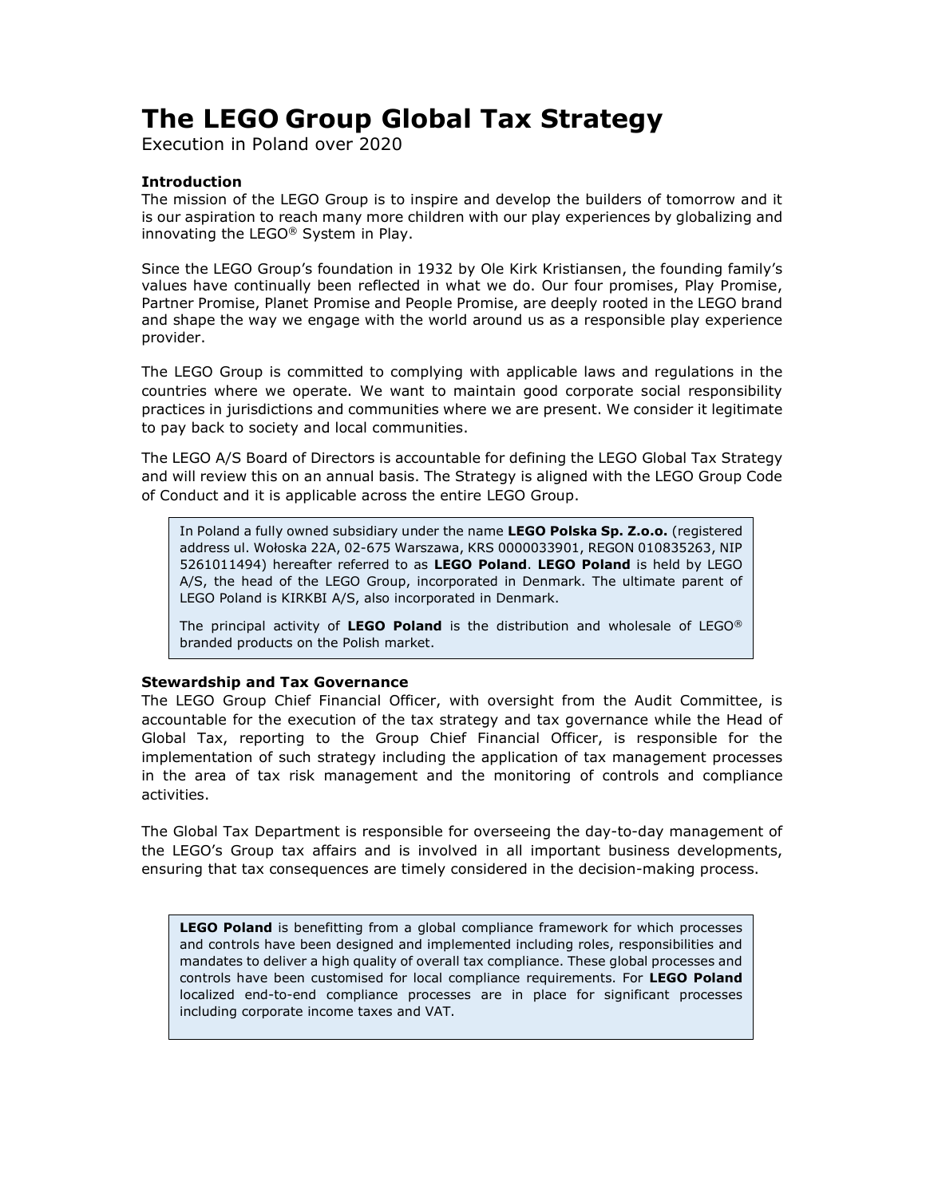# The LEGO Group Global Tax Strategy

Execution in Poland over 2020

### Introduction

The mission of the LEGO Group is to inspire and develop the builders of tomorrow and it is our aspiration to reach many more children with our play experiences by globalizing and innovating the LEGO® System in Play.

Since the LEGO Group's foundation in 1932 by Ole Kirk Kristiansen, the founding family's values have continually been reflected in what we do. Our four promises, Play Promise, Partner Promise, Planet Promise and People Promise, are deeply rooted in the LEGO brand and shape the way we engage with the world around us as a responsible play experience provider.

The LEGO Group is committed to complying with applicable laws and regulations in the countries where we operate. We want to maintain good corporate social responsibility practices in jurisdictions and communities where we are present. We consider it legitimate to pay back to society and local communities.

The LEGO A/S Board of Directors is accountable for defining the LEGO Global Tax Strategy and will review this on an annual basis. The Strategy is aligned with the LEGO Group Code of Conduct and it is applicable across the entire LEGO Group.

> In Poland a fully owned subsidiary under the name **LEGO Polska Sp. Z.o.o.** (registered address ul. Wołoska 22A, 02-675 Warszawa, KRS 0000033901, REGON 010835263, NIP 5261011494) hereafter referred to as **LEGO Poland**. **LEGO Poland** is held by LEGO A/S, the head of the LEGO Group, incorporated in Denmark. The ultimate parent of LEGO Poland is KIRKBI A/S, also incorporated in Denmark.
>
> The principal activity of **LEGO Poland** is the distribution and wholesale of LEGO® branded products on the Polish market.

### Stewardship and Tax Governance

The LEGO Group Chief Financial Officer, with oversight from the Audit Committee, is accountable for the execution of the tax strategy and tax governance while the Head of Global Tax, reporting to the Group Chief Financial Officer, is responsible for the implementation of such strategy including the application of tax management processes in the area of tax risk management and the monitoring of controls and compliance activities.

The Global Tax Department is responsible for overseeing the day-to-day management of the LEGO's Group tax affairs and is involved in all important business developments, ensuring that tax consequences are timely considered in the decision-making process.

> **LEGO Poland** is benefitting from a global compliance framework for which processes and controls have been designed and implemented including roles, responsibilities and mandates to deliver a high quality of overall tax compliance. These global processes and controls have been customised for local compliance requirements. For **LEGO Poland** localized end-to-end compliance processes are in place for significant processes including corporate income taxes and VAT.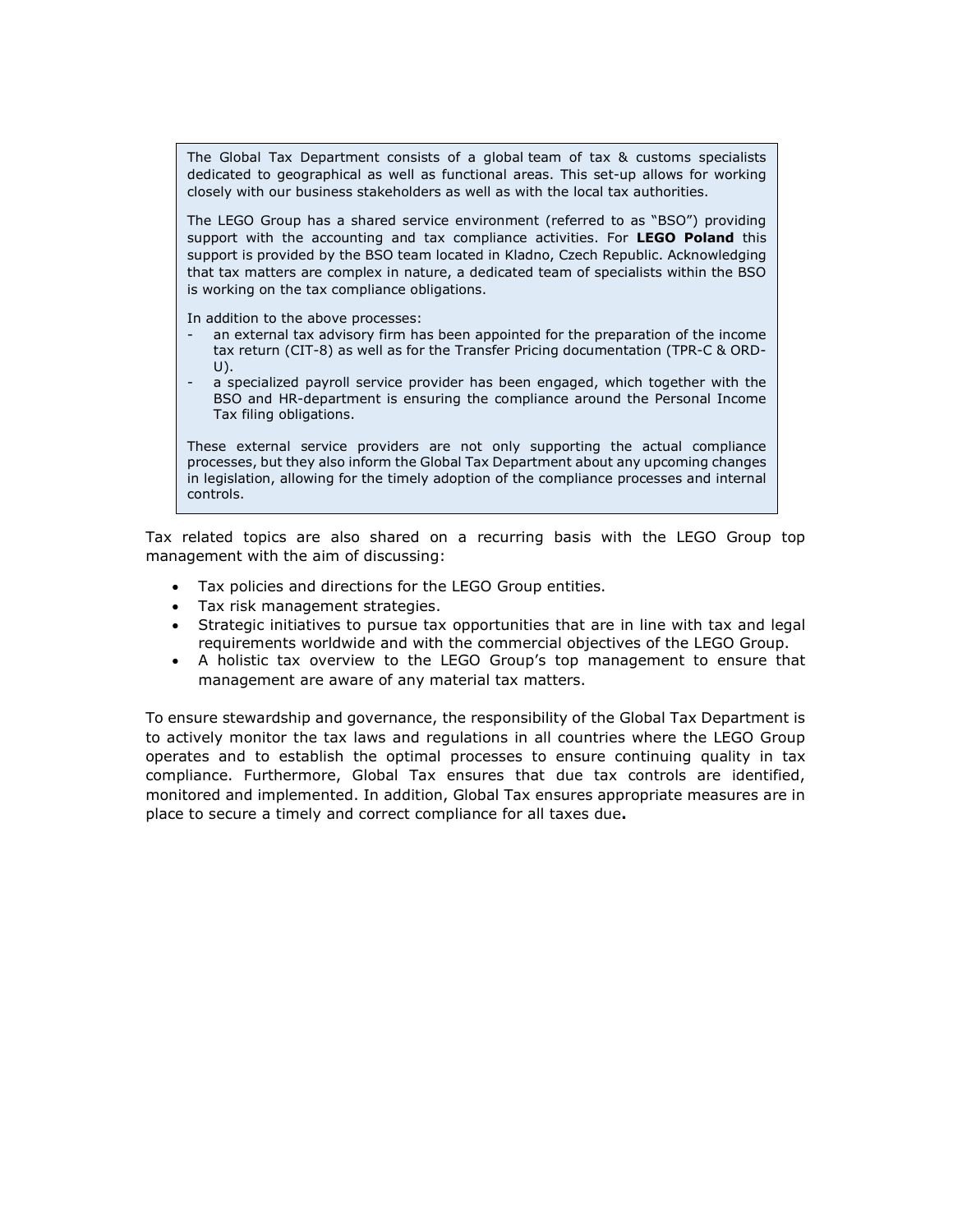The Global Tax Department consists of a global team of tax & customs specialists dedicated to geographical as well as functional areas. This set-up allows for working closely with our business stakeholders as well as with the local tax authorities.

The LEGO Group has a shared service environment (referred to as "BSO") providing support with the accounting and tax compliance activities. For **LEGO Poland** this support is provided by the BSO team located in Kladno, Czech Republic. Acknowledging that tax matters are complex in nature, a dedicated team of specialists within the BSO is working on the tax compliance obligations.

In addition to the above processes:

- an external tax advisory firm has been appointed for the preparation of the income tax return (CIT-8) as well as for the Transfer Pricing documentation (TPR-C & ORD-U).
- a specialized payroll service provider has been engaged, which together with the BSO and HR-department is ensuring the compliance around the Personal Income Tax filing obligations.

These external service providers are not only supporting the actual compliance processes, but they also inform the Global Tax Department about any upcoming changes in legislation, allowing for the timely adoption of the compliance processes and internal controls.

Tax related topics are also shared on a recurring basis with the LEGO Group top management with the aim of discussing:

- Tax policies and directions for the LEGO Group entities.
- Tax risk management strategies.
- Strategic initiatives to pursue tax opportunities that are in line with tax and legal requirements worldwide and with the commercial objectives of the LEGO Group.
- A holistic tax overview to the LEGO Group's top management to ensure that management are aware of any material tax matters.

To ensure stewardship and governance, the responsibility of the Global Tax Department is to actively monitor the tax laws and regulations in all countries where the LEGO Group operates and to establish the optimal processes to ensure continuing quality in tax compliance. Furthermore, Global Tax ensures that due tax controls are identified, monitored and implemented. In addition, Global Tax ensures appropriate measures are in place to secure a timely and correct compliance for all taxes due**.**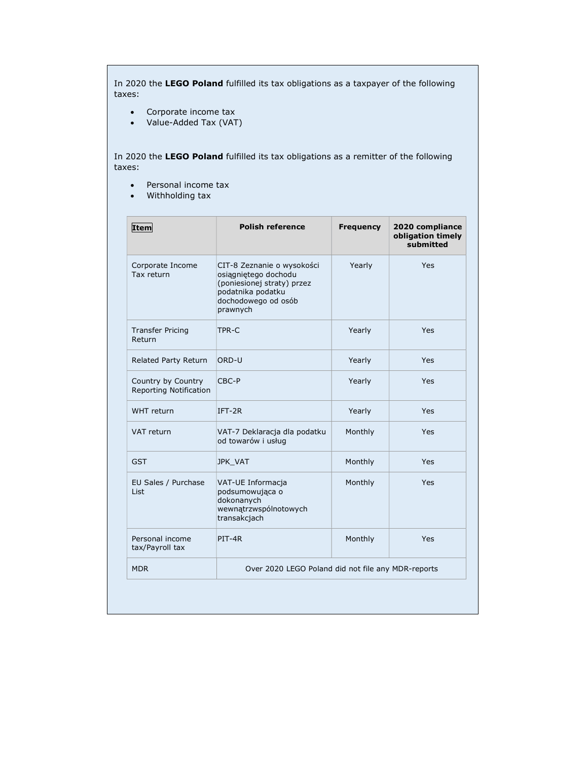In 2020 the **LEGO Poland** fulfilled its tax obligations as a taxpayer of the following taxes:

- Corporate income tax
- Value-Added Tax (VAT)

In 2020 the **LEGO Poland** fulfilled its tax obligations as a remitter of the following taxes:

- Personal income tax
- Withholding tax

| **Item** | **Polish reference** | **Frequency** | **2020 compliance obligation timely submitted** |
|---|---|---|---|
| Corporate Income Tax return | CIT-8 Zeznanie o wysokości osiągniętego dochodu (poniesionej straty) przez podatnika podatku dochodowego od osób prawnych | Yearly | Yes |
| Transfer Pricing Return | TPR-C | Yearly | Yes |
| Related Party Return | ORD-U | Yearly | Yes |
| Country by Country Reporting Notification | CBC-P | Yearly | Yes |
| WHT return | IFT-2R | Yearly | Yes |
| VAT return | VAT-7 Deklaracja dla podatku od towarów i usług | Monthly | Yes |
| GST | JPK_VAT | Monthly | Yes |
| EU Sales / Purchase List | VAT-UE Informacja podsumowująca o dokonanych wewnątrzwspólnotowych transakcjach | Monthly | Yes |
| Personal income tax/Payroll tax | PIT-4R | Monthly | Yes |
| MDR | Over 2020 LEGO Poland did not file any MDR-reports | | |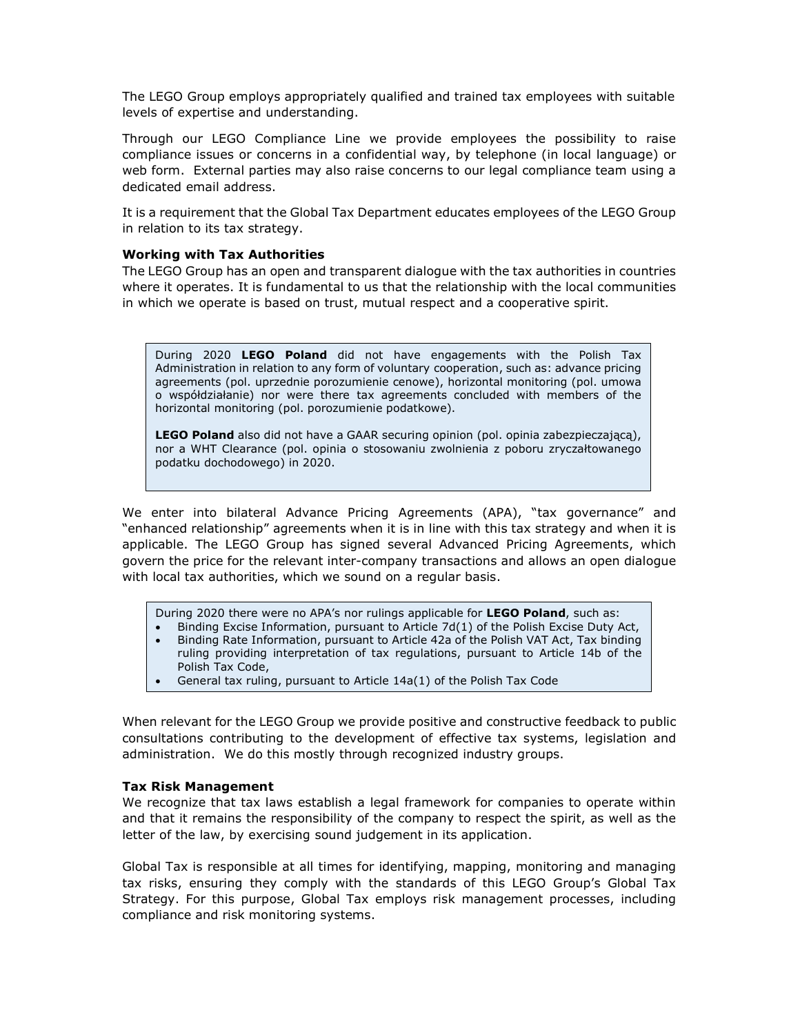The LEGO Group employs appropriately qualified and trained tax employees with suitable levels of expertise and understanding.

Through our LEGO Compliance Line we provide employees the possibility to raise compliance issues or concerns in a confidential way, by telephone (in local language) or web form. External parties may also raise concerns to our legal compliance team using a dedicated email address.

It is a requirement that the Global Tax Department educates employees of the LEGO Group in relation to its tax strategy.

**Working with Tax Authorities**

The LEGO Group has an open and transparent dialogue with the tax authorities in countries where it operates. It is fundamental to us that the relationship with the local communities in which we operate is based on trust, mutual respect and a cooperative spirit.

> During 2020 **LEGO Poland** did not have engagements with the Polish Tax Administration in relation to any form of voluntary cooperation, such as: advance pricing agreements (pol. uprzednie porozumienie cenowe), horizontal monitoring (pol. umowa o współdziałanie) nor were there tax agreements concluded with members of the horizontal monitoring (pol. porozumienie podatkowe).
>
> **LEGO Poland** also did not have a GAAR securing opinion (pol. opinia zabezpieczającą), nor a WHT Clearance (pol. opinia o stosowaniu zwolnienia z poboru zryczałtowanego podatku dochodowego) in 2020.

We enter into bilateral Advance Pricing Agreements (APA), "tax governance" and "enhanced relationship" agreements when it is in line with this tax strategy and when it is applicable. The LEGO Group has signed several Advanced Pricing Agreements, which govern the price for the relevant inter-company transactions and allows an open dialogue with local tax authorities, which we sound on a regular basis.

> During 2020 there were no APA's nor rulings applicable for **LEGO Poland**, such as:
>
> - Binding Excise Information, pursuant to Article 7d(1) of the Polish Excise Duty Act,
> - Binding Rate Information, pursuant to Article 42a of the Polish VAT Act, Tax binding ruling providing interpretation of tax regulations, pursuant to Article 14b of the Polish Tax Code,
> - General tax ruling, pursuant to Article 14a(1) of the Polish Tax Code

When relevant for the LEGO Group we provide positive and constructive feedback to public consultations contributing to the development of effective tax systems, legislation and administration. We do this mostly through recognized industry groups.

**Tax Risk Management**

We recognize that tax laws establish a legal framework for companies to operate within and that it remains the responsibility of the company to respect the spirit, as well as the letter of the law, by exercising sound judgement in its application.

Global Tax is responsible at all times for identifying, mapping, monitoring and managing tax risks, ensuring they comply with the standards of this LEGO Group's Global Tax Strategy. For this purpose, Global Tax employs risk management processes, including compliance and risk monitoring systems.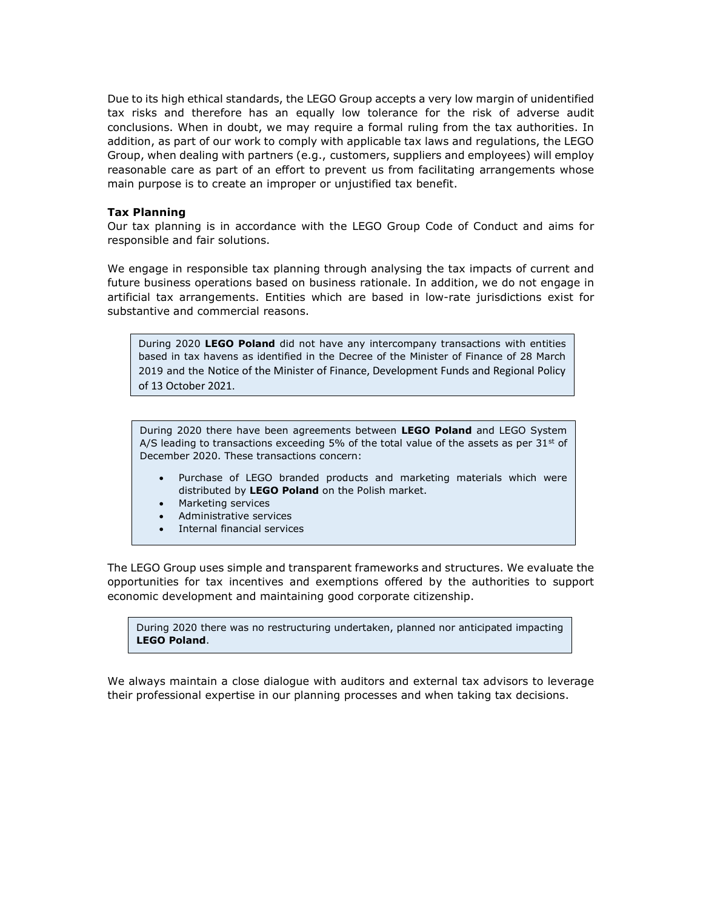Due to its high ethical standards, the LEGO Group accepts a very low margin of unidentified tax risks and therefore has an equally low tolerance for the risk of adverse audit conclusions. When in doubt, we may require a formal ruling from the tax authorities. In addition, as part of our work to comply with applicable tax laws and regulations, the LEGO Group, when dealing with partners (e.g., customers, suppliers and employees) will employ reasonable care as part of an effort to prevent us from facilitating arrangements whose main purpose is to create an improper or unjustified tax benefit.

**Tax Planning**

Our tax planning is in accordance with the LEGO Group Code of Conduct and aims for responsible and fair solutions.

We engage in responsible tax planning through analysing the tax impacts of current and future business operations based on business rationale. In addition, we do not engage in artificial tax arrangements. Entities which are based in low-rate jurisdictions exist for substantive and commercial reasons.

> During 2020 **LEGO Poland** did not have any intercompany transactions with entities based in tax havens as identified in the Decree of the Minister of Finance of 28 March 2019 and the Notice of the Minister of Finance, Development Funds and Regional Policy of 13 October 2021.

> During 2020 there have been agreements between **LEGO Poland** and LEGO System A/S leading to transactions exceeding 5% of the total value of the assets as per 31st of December 2020. These transactions concern:
>
> - Purchase of LEGO branded products and marketing materials which were distributed by **LEGO Poland** on the Polish market.
> - Marketing services
> - Administrative services
> - Internal financial services

The LEGO Group uses simple and transparent frameworks and structures. We evaluate the opportunities for tax incentives and exemptions offered by the authorities to support economic development and maintaining good corporate citizenship.

> During 2020 there was no restructuring undertaken, planned nor anticipated impacting **LEGO Poland**.

We always maintain a close dialogue with auditors and external tax advisors to leverage their professional expertise in our planning processes and when taking tax decisions.